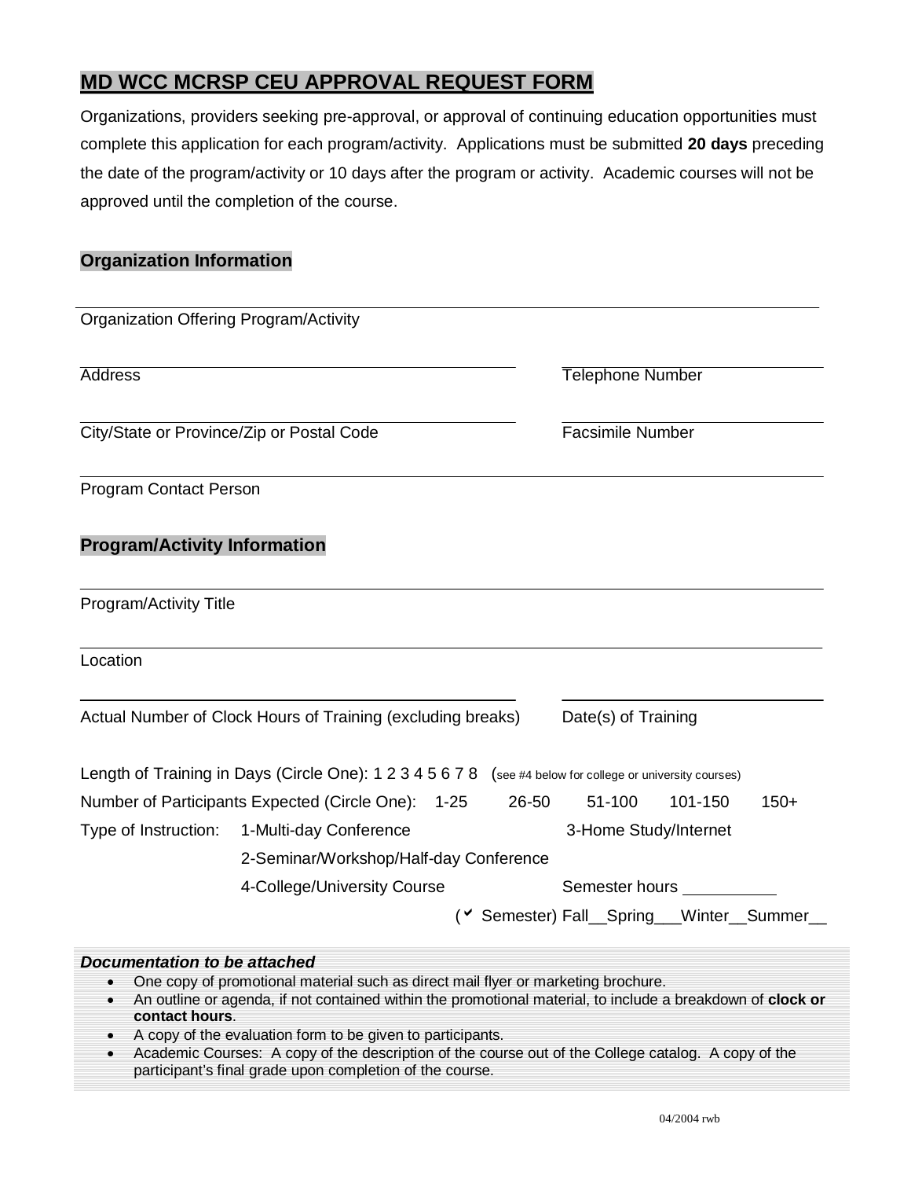# MD WCC MCRSP CEU APPROVAL REQUEST FORM

Organizations, providers seeking pre-approval, or approval of continuing education opportunities must complete this application for each program/activity. Applications must be submitted **20 days** preceding the date of the program/activity or 10 days after the program or activity. Academic courses will not be approved until the completion of the course.

## Organization Information

\_\_\_\_\_\_\_\_\_\_\_\_\_\_\_\_\_\_\_\_\_\_\_\_\_\_\_\_\_\_\_\_\_\_\_\_\_\_\_\_\_\_\_\_\_\_\_\_\_\_\_\_
Organization Offering Program/Activity

\_\_\_\_\_\_\_\_\_\_\_\_\_\_\_\_\_\_\_\_\_\_\_\_\_\_\_\_\_\_\_\_ \_\_\_\_\_\_\_\_\_\_\_\_\_\_\_\_\_\_\_\_
Address — Telephone Number

\_\_\_\_\_\_\_\_\_\_\_\_\_\_\_\_\_\_\_\_\_\_\_\_\_\_\_\_\_\_\_\_ \_\_\_\_\_\_\_\_\_\_\_\_\_\_\_\_\_\_\_\_
City/State or Province/Zip or Postal Code — Facsimile Number

\_\_\_\_\_\_\_\_\_\_\_\_\_\_\_\_\_\_\_\_\_\_\_\_\_\_\_\_\_\_\_\_\_\_\_\_\_\_\_\_\_\_\_\_\_\_\_\_\_\_\_\_
Program Contact Person

## Program/Activity Information

\_\_\_\_\_\_\_\_\_\_\_\_\_\_\_\_\_\_\_\_\_\_\_\_\_\_\_\_\_\_\_\_\_\_\_\_\_\_\_\_\_\_\_\_\_\_\_\_\_\_\_\_
Program/Activity Title

\_\_\_\_\_\_\_\_\_\_\_\_\_\_\_\_\_\_\_\_\_\_\_\_\_\_\_\_\_\_\_\_\_\_\_\_\_\_\_\_\_\_\_\_\_\_\_\_\_\_\_\_
Location

\_\_\_\_\_\_\_\_\_\_\_\_\_\_\_\_\_\_\_\_\_\_\_\_\_\_\_\_\_\_\_\_ \_\_\_\_\_\_\_\_\_\_\_\_\_\_\_\_\_\_\_\_
Actual Number of Clock Hours of Training (excluding breaks) — Date(s) of Training

Length of Training in Days (Circle One): 1 2 3 4 5 6 7 8 (see #4 below for college or university courses)

Number of Participants Expected (Circle One): 1-25 26-50 51-100 101-150 150+

Type of Instruction:
- 1-Multi-day Conference
- 2-Seminar/Workshop/Half-day Conference
- 3-Home Study/Internet
- 4-College/University Course — Semester hours \_\_\_\_\_\_\_\_\_\_
  (✔ Semester) Fall\_\_Spring\_\_\_Winter\_\_Summer\_\_

***Documentation to be attached***

- One copy of promotional material such as direct mail flyer or marketing brochure.
- An outline or agenda, if not contained within the promotional material, to include a breakdown of **clock or contact hours**.
- A copy of the evaluation form to be given to participants.
- Academic Courses: A copy of the description of the course out of the College catalog. A copy of the participant's final grade upon completion of the course.

04/2004 rwb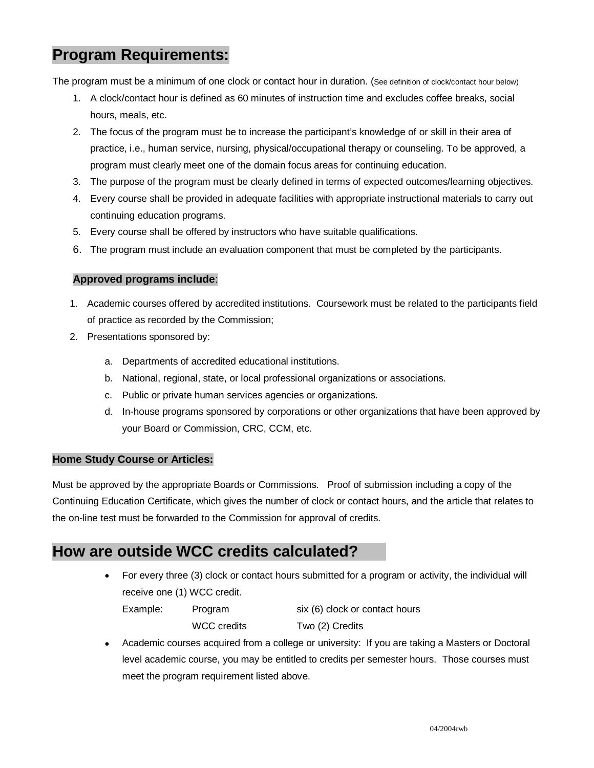## Program Requirements:

The program must be a minimum of one clock or contact hour in duration. (See definition of clock/contact hour below)

1. A clock/contact hour is defined as 60 minutes of instruction time and excludes coffee breaks, social hours, meals, etc.
2. The focus of the program must be to increase the participant's knowledge of or skill in their area of practice, i.e., human service, nursing, physical/occupational therapy or counseling. To be approved, a program must clearly meet one of the domain focus areas for continuing education.
3. The purpose of the program must be clearly defined in terms of expected outcomes/learning objectives.
4. Every course shall be provided in adequate facilities with appropriate instructional materials to carry out continuing education programs.
5. Every course shall be offered by instructors who have suitable qualifications.
6. The program must include an evaluation component that must be completed by the participants.

### **Approved programs include**:

1. Academic courses offered by accredited institutions. Coursework must be related to the participants field of practice as recorded by the Commission;
2. Presentations sponsored by:
   a. Departments of accredited educational institutions.
   b. National, regional, state, or local professional organizations or associations.
   c. Public or private human services agencies or organizations.
   d. In-house programs sponsored by corporations or other organizations that have been approved by your Board or Commission, CRC, CCM, etc.

### **Home Study Course or Articles:**

Must be approved by the appropriate Boards or Commissions. Proof of submission including a copy of the Continuing Education Certificate, which gives the number of clock or contact hours, and the article that relates to the on-line test must be forwarded to the Commission for approval of credits.

## How are outside WCC credits calculated?

- For every three (3) clock or contact hours submitted for a program or activity, the individual will receive one (1) WCC credit.

  | | | |
  |---|---|---|
  | Example: | Program | six (6) clock or contact hours |
  | | WCC credits | Two (2) Credits |

- Academic courses acquired from a college or university: If you are taking a Masters or Doctoral level academic course, you may be entitled to credits per semester hours. Those courses must meet the program requirement listed above.

04/2004rwb